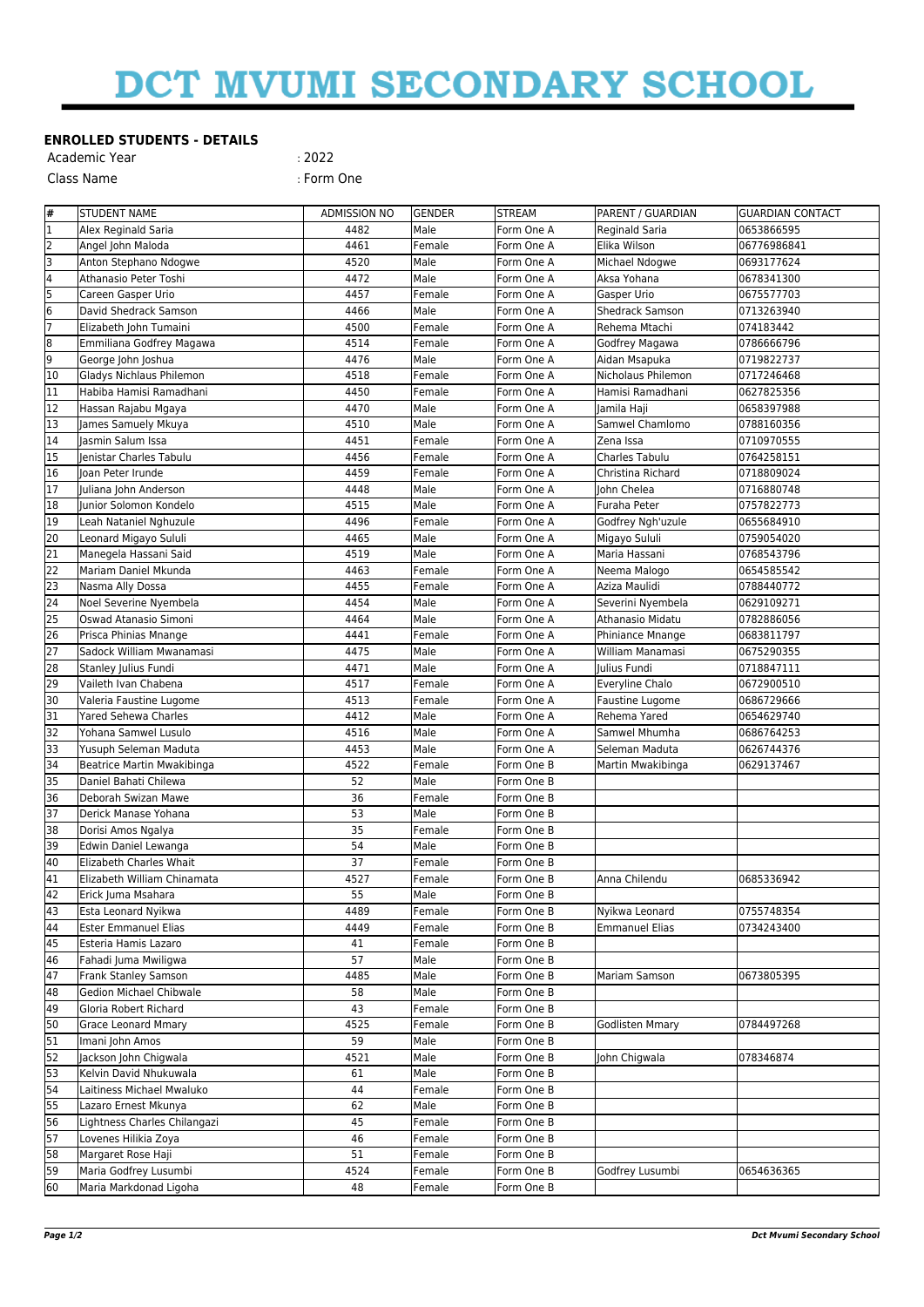# DCT MVUMI SECONDARY SCHOOL

**ENROLLED STUDENTS - DETAILS**

Academic Year : 2022

Class Name : Form One

| # | STUDENT NAME | ADMISSION NO | GENDER | STREAM | PARENT / GUARDIAN | GUARDIAN CONTACT |
|---|---|---|---|---|---|---|
| 1 | Alex Reginald Saria | 4482 | Male | Form One A | Reginald Saria | 0653866595 |
| 2 | Angel John Maloda | 4461 | Female | Form One A | Elika Wilson | 06776986841 |
| 3 | Anton Stephano Ndogwe | 4520 | Male | Form One A | Michael Ndogwe | 0693177624 |
| 4 | Athanasio Peter Toshi | 4472 | Male | Form One A | Aksa Yohana | 0678341300 |
| 5 | Careen Gasper Urio | 4457 | Female | Form One A | Gasper Urio | 0675577703 |
| 6 | David Shedrack Samson | 4466 | Male | Form One A | Shedrack Samson | 0713263940 |
| 7 | Elizabeth John Tumaini | 4500 | Female | Form One A | Rehema Mtachi | 074183442 |
| 8 | Emmiliana Godfrey Magawa | 4514 | Female | Form One A | Godfrey Magawa | 0786666796 |
| 9 | George John Joshua | 4476 | Male | Form One A | Aidan Msapuka | 0719822737 |
| 10 | Gladys Nichlaus Philemon | 4518 | Female | Form One A | Nicholaus Philemon | 0717246468 |
| 11 | Habiba Hamisi Ramadhani | 4450 | Female | Form One A | Hamisi Ramadhani | 0627825356 |
| 12 | Hassan Rajabu Mgaya | 4470 | Male | Form One A | Jamila Haji | 0658397988 |
| 13 | James Samuely Mkuya | 4510 | Male | Form One A | Samwel Chamlomo | 0788160356 |
| 14 | Jasmin Salum Issa | 4451 | Female | Form One A | Zena Issa | 0710970555 |
| 15 | Jenistar Charles Tabulu | 4456 | Female | Form One A | Charles Tabulu | 0764258151 |
| 16 | Joan Peter Irunde | 4459 | Female | Form One A | Christina Richard | 0718809024 |
| 17 | Juliana John Anderson | 4448 | Male | Form One A | John Chelea | 0716880748 |
| 18 | Junior Solomon Kondelo | 4515 | Male | Form One A | Furaha Peter | 0757822773 |
| 19 | Leah Nataniel Nghuzule | 4496 | Female | Form One A | Godfrey Ngh'uzule | 0655684910 |
| 20 | Leonard Migayo Sululi | 4465 | Male | Form One A | Migayo Sululi | 0759054020 |
| 21 | Manegela Hassani Said | 4519 | Male | Form One A | Maria Hassani | 0768543796 |
| 22 | Mariam Daniel Mkunda | 4463 | Female | Form One A | Neema Malogo | 0654585542 |
| 23 | Nasma Ally Dossa | 4455 | Female | Form One A | Aziza Maulidi | 0788440772 |
| 24 | Noel Severine Nyembela | 4454 | Male | Form One A | Severini Nyembela | 0629109271 |
| 25 | Oswad Atanasio Simoni | 4464 | Male | Form One A | Athanasio Midatu | 0782886056 |
| 26 | Prisca Phinias Mnange | 4441 | Female | Form One A | Phiniance Mnange | 0683811797 |
| 27 | Sadock William Mwanamasi | 4475 | Male | Form One A | William Manamasi | 0675290355 |
| 28 | Stanley Julius Fundi | 4471 | Male | Form One A | Julius Fundi | 0718847111 |
| 29 | Vaileth Ivan Chabena | 4517 | Female | Form One A | Everyline Chalo | 0672900510 |
| 30 | Valeria Faustine Lugome | 4513 | Female | Form One A | Faustine Lugome | 0686729666 |
| 31 | Yared Sehewa Charles | 4412 | Male | Form One A | Rehema Yared | 0654629740 |
| 32 | Yohana Samwel Lusulo | 4516 | Male | Form One A | Samwel Mhumha | 0686764253 |
| 33 | Yusuph Seleman Maduta | 4453 | Male | Form One A | Seleman Maduta | 0626744376 |
| 34 | Beatrice Martin Mwakibinga | 4522 | Female | Form One B | Martin Mwakibinga | 0629137467 |
| 35 | Daniel Bahati Chilewa | 52 | Male | Form One B | | |
| 36 | Deborah Swizan Mawe | 36 | Female | Form One B | | |
| 37 | Derick Manase Yohana | 53 | Male | Form One B | | |
| 38 | Dorisi Amos Ngalya | 35 | Female | Form One B | | |
| 39 | Edwin Daniel Lewanga | 54 | Male | Form One B | | |
| 40 | Elizabeth Charles Whait | 37 | Female | Form One B | | |
| 41 | Elizabeth William Chinamata | 4527 | Female | Form One B | Anna Chilendu | 0685336942 |
| 42 | Erick Juma Msahara | 55 | Male | Form One B | | |
| 43 | Esta Leonard Nyikwa | 4489 | Female | Form One B | Nyikwa Leonard | 0755748354 |
| 44 | Ester Emmanuel Elias | 4449 | Female | Form One B | Emmanuel Elias | 0734243400 |
| 45 | Esteria Hamis Lazaro | 41 | Female | Form One B | | |
| 46 | Fahadi Juma Mwiligwa | 57 | Male | Form One B | | |
| 47 | Frank Stanley Samson | 4485 | Male | Form One B | Mariam Samson | 0673805395 |
| 48 | Gedion Michael Chibwale | 58 | Male | Form One B | | |
| 49 | Gloria Robert Richard | 43 | Female | Form One B | | |
| 50 | Grace Leonard Mmary | 4525 | Female | Form One B | Godlisten Mmary | 0784497268 |
| 51 | Imani John Amos | 59 | Male | Form One B | | |
| 52 | Jackson John Chigwala | 4521 | Male | Form One B | John Chigwala | 078346874 |
| 53 | Kelvin David Nhukuwala | 61 | Male | Form One B | | |
| 54 | Laitiness Michael Mwaluko | 44 | Female | Form One B | | |
| 55 | Lazaro Ernest Mkunya | 62 | Male | Form One B | | |
| 56 | Lightness Charles Chilangazi | 45 | Female | Form One B | | |
| 57 | Lovenes Hilikia Zoya | 46 | Female | Form One B | | |
| 58 | Margaret Rose Haji | 51 | Female | Form One B | | |
| 59 | Maria Godfrey Lusumbi | 4524 | Female | Form One B | Godfrey Lusumbi | 0654636365 |
| 60 | Maria Markdonad Ligoha | 48 | Female | Form One B | | |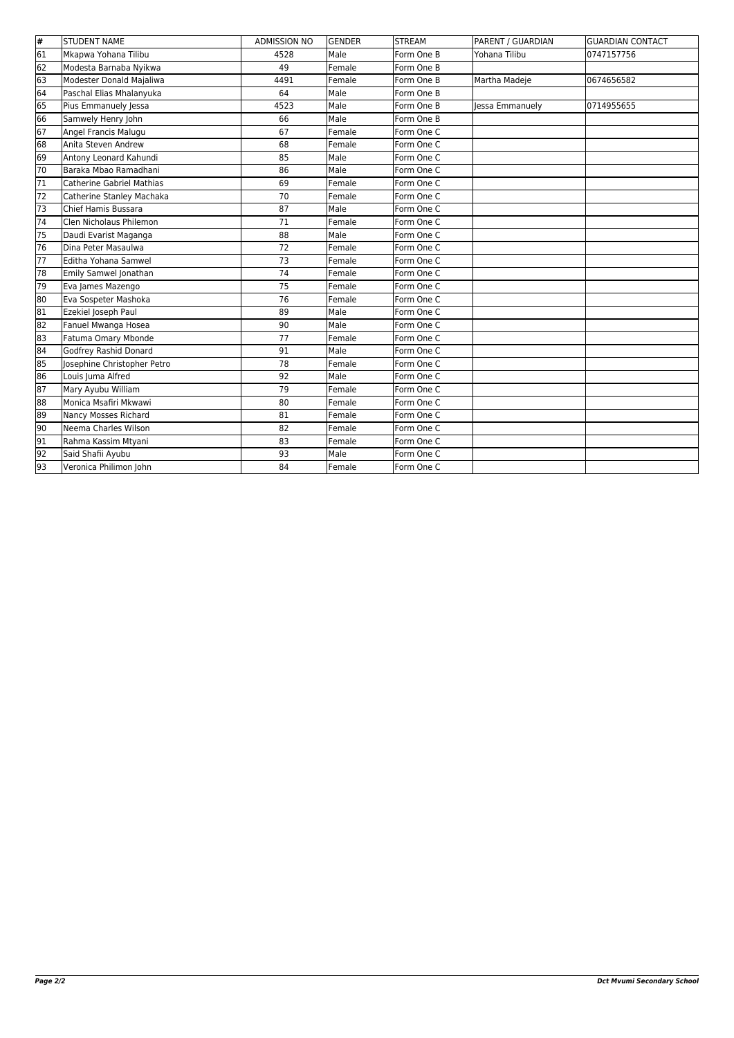| # | STUDENT NAME | ADMISSION NO | GENDER | STREAM | PARENT / GUARDIAN | GUARDIAN CONTACT |
|---|---|---|---|---|---|---|
| 61 | Mkapwa Yohana Tilibu | 4528 | Male | Form One B | Yohana Tilibu | 0747157756 |
| 62 | Modesta Barnaba Nyikwa | 49 | Female | Form One B | | |
| 63 | Modester Donald Majaliwa | 4491 | Female | Form One B | Martha Madeje | 0674656582 |
| 64 | Paschal Elias Mhalanyuka | 64 | Male | Form One B | | |
| 65 | Pius Emmanuely Jessa | 4523 | Male | Form One B | Jessa Emmanuely | 0714955655 |
| 66 | Samwely Henry John | 66 | Male | Form One B | | |
| 67 | Angel Francis Malugu | 67 | Female | Form One C | | |
| 68 | Anita Steven Andrew | 68 | Female | Form One C | | |
| 69 | Antony Leonard Kahundi | 85 | Male | Form One C | | |
| 70 | Baraka Mbao Ramadhani | 86 | Male | Form One C | | |
| 71 | Catherine Gabriel Mathias | 69 | Female | Form One C | | |
| 72 | Catherine Stanley Machaka | 70 | Female | Form One C | | |
| 73 | Chief Hamis Bussara | 87 | Male | Form One C | | |
| 74 | Clen Nicholaus Philemon | 71 | Female | Form One C | | |
| 75 | Daudi Evarist Maganga | 88 | Male | Form One C | | |
| 76 | Dina Peter Masaulwa | 72 | Female | Form One C | | |
| 77 | Editha Yohana Samwel | 73 | Female | Form One C | | |
| 78 | Emily Samwel Jonathan | 74 | Female | Form One C | | |
| 79 | Eva James Mazengo | 75 | Female | Form One C | | |
| 80 | Eva Sospeter Mashoka | 76 | Female | Form One C | | |
| 81 | Ezekiel Joseph Paul | 89 | Male | Form One C | | |
| 82 | Fanuel Mwanga Hosea | 90 | Male | Form One C | | |
| 83 | Fatuma Omary Mbonde | 77 | Female | Form One C | | |
| 84 | Godfrey Rashid Donard | 91 | Male | Form One C | | |
| 85 | Josephine Christopher Petro | 78 | Female | Form One C | | |
| 86 | Louis Juma Alfred | 92 | Male | Form One C | | |
| 87 | Mary Ayubu William | 79 | Female | Form One C | | |
| 88 | Monica Msafiri Mkwawi | 80 | Female | Form One C | | |
| 89 | Nancy Mosses Richard | 81 | Female | Form One C | | |
| 90 | Neema Charles Wilson | 82 | Female | Form One C | | |
| 91 | Rahma Kassim Mtyani | 83 | Female | Form One C | | |
| 92 | Said Shafii Ayubu | 93 | Male | Form One C | | |
| 93 | Veronica Philimon John | 84 | Female | Form One C | | |